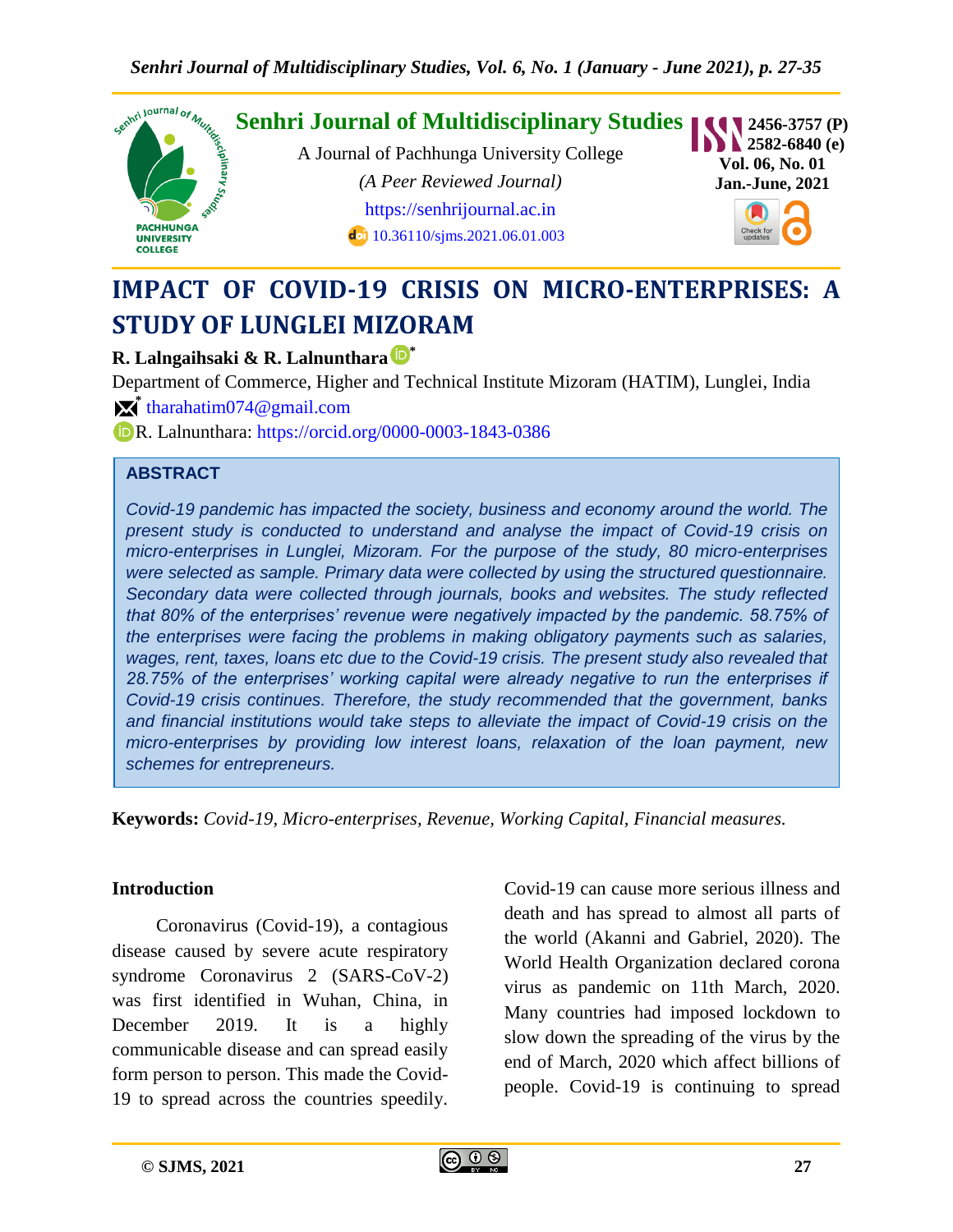# IMPACT OF COVID-19 CRISIS ON MICRO-ENTERPRISES: A STUDY OF LUNGLEI MIZORAM

**R. Lalngaihsaki & R. Lalnunthara** *

Department of Commerce, Higher and Technical Institute Mizoram (HATIM), Lunglei, India

* tharahatim074@gmail.com

R. Lalnunthara: https://orcid.org/0000-0003-1843-0386

## ABSTRACT

*Covid-19 pandemic has impacted the society, business and economy around the world. The present study is conducted to understand and analyse the impact of Covid-19 crisis on micro-enterprises in Lunglei, Mizoram. For the purpose of the study, 80 micro-enterprises were selected as sample. Primary data were collected by using the structured questionnaire. Secondary data were collected through journals, books and websites. The study reflected that 80% of the enterprises' revenue were negatively impacted by the pandemic. 58.75% of the enterprises were facing the problems in making obligatory payments such as salaries, wages, rent, taxes, loans etc due to the Covid-19 crisis. The present study also revealed that 28.75% of the enterprises' working capital were already negative to run the enterprises if Covid-19 crisis continues. Therefore, the study recommended that the government, banks and financial institutions would take steps to alleviate the impact of Covid-19 crisis on the micro-enterprises by providing low interest loans, relaxation of the loan payment, new schemes for entrepreneurs.*

**Keywords:** *Covid-19, Micro-enterprises, Revenue, Working Capital, Financial measures.*

## Introduction

Coronavirus (Covid-19), a contagious disease caused by severe acute respiratory syndrome Coronavirus 2 (SARS-CoV-2) was first identified in Wuhan, China, in December 2019. It is a highly communicable disease and can spread easily form person to person. This made the Covid-19 to spread across the countries speedily. Covid-19 can cause more serious illness and death and has spread to almost all parts of the world (Akanni and Gabriel, 2020). The World Health Organization declared corona virus as pandemic on 11th March, 2020. Many countries had imposed lockdown to slow down the spreading of the virus by the end of March, 2020 which affect billions of people. Covid-19 is continuing to spread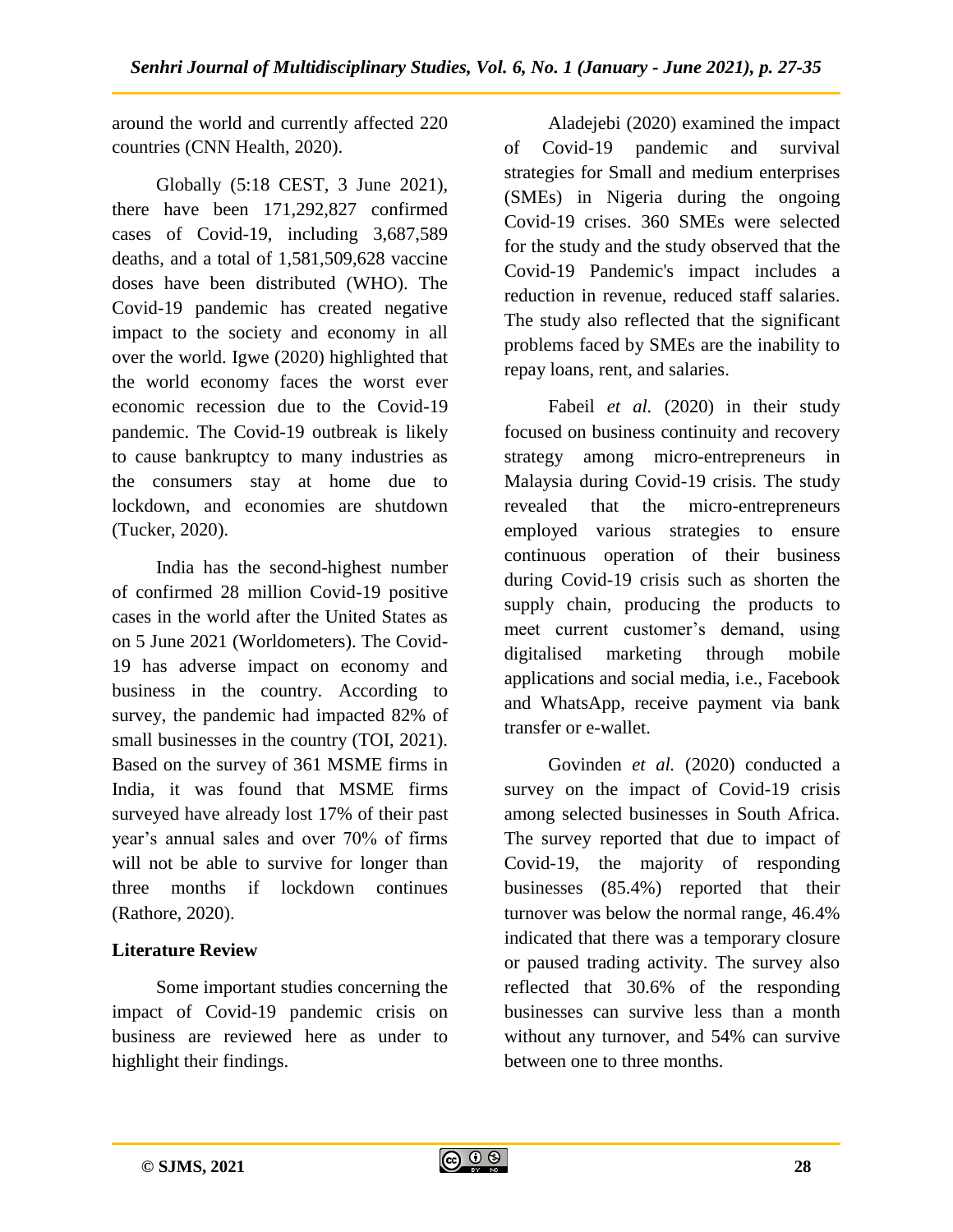around the world and currently affected 220 countries (CNN Health, 2020).

Globally (5:18 CEST, 3 June 2021), there have been 171,292,827 confirmed cases of Covid-19, including 3,687,589 deaths, and a total of 1,581,509,628 vaccine doses have been distributed (WHO). The Covid-19 pandemic has created negative impact to the society and economy in all over the world. Igwe (2020) highlighted that the world economy faces the worst ever economic recession due to the Covid-19 pandemic. The Covid-19 outbreak is likely to cause bankruptcy to many industries as the consumers stay at home due to lockdown, and economies are shutdown (Tucker, 2020).

India has the second-highest number of confirmed 28 million Covid-19 positive cases in the world after the United States as on 5 June 2021 (Worldometers). The Covid-19 has adverse impact on economy and business in the country. According to survey, the pandemic had impacted 82% of small businesses in the country (TOI, 2021). Based on the survey of 361 MSME firms in India, it was found that MSME firms surveyed have already lost 17% of their past year's annual sales and over 70% of firms will not be able to survive for longer than three months if lockdown continues (Rathore, 2020).

## Literature Review

Some important studies concerning the impact of Covid-19 pandemic crisis on business are reviewed here as under to highlight their findings.

Aladejebi (2020) examined the impact of Covid-19 pandemic and survival strategies for Small and medium enterprises (SMEs) in Nigeria during the ongoing Covid-19 crises. 360 SMEs were selected for the study and the study observed that the Covid-19 Pandemic's impact includes a reduction in revenue, reduced staff salaries. The study also reflected that the significant problems faced by SMEs are the inability to repay loans, rent, and salaries.

Fabeil *et al.* (2020) in their study focused on business continuity and recovery strategy among micro-entrepreneurs in Malaysia during Covid-19 crisis. The study revealed that the micro-entrepreneurs employed various strategies to ensure continuous operation of their business during Covid-19 crisis such as shorten the supply chain, producing the products to meet current customer's demand, using digitalised marketing through mobile applications and social media, i.e., Facebook and WhatsApp, receive payment via bank transfer or e-wallet.

Govinden *et al.* (2020) conducted a survey on the impact of Covid-19 crisis among selected businesses in South Africa. The survey reported that due to impact of Covid-19, the majority of responding businesses (85.4%) reported that their turnover was below the normal range, 46.4% indicated that there was a temporary closure or paused trading activity. The survey also reflected that 30.6% of the responding businesses can survive less than a month without any turnover, and 54% can survive between one to three months.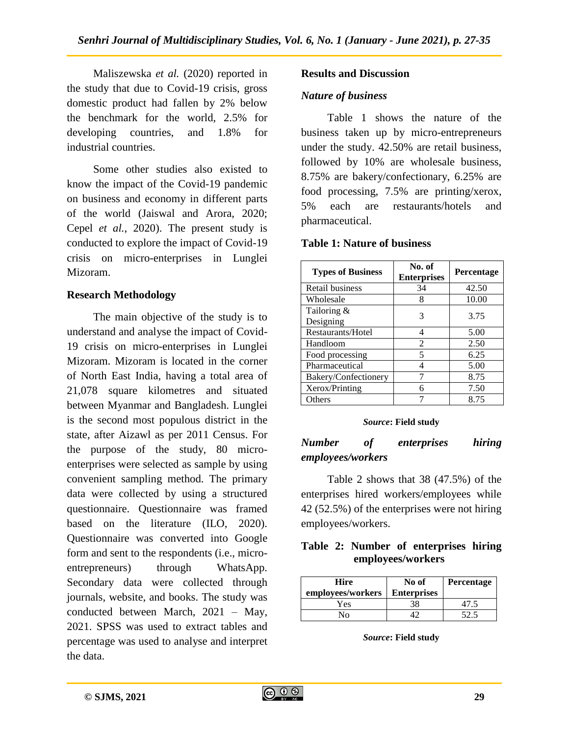Maliszewska *et al.* (2020) reported in the study that due to Covid-19 crisis, gross domestic product had fallen by 2% below the benchmark for the world, 2.5% for developing countries, and 1.8% for industrial countries.

Some other studies also existed to know the impact of the Covid-19 pandemic on business and economy in different parts of the world (Jaiswal and Arora, 2020; Cepel *et al.*, 2020). The present study is conducted to explore the impact of Covid-19 crisis on micro-enterprises in Lunglei Mizoram.

## Research Methodology

The main objective of the study is to understand and analyse the impact of Covid-19 crisis on micro-enterprises in Lunglei Mizoram. Mizoram is located in the corner of North East India, having a total area of 21,078 square kilometres and situated between Myanmar and Bangladesh. Lunglei is the second most populous district in the state, after Aizawl as per 2011 Census. For the purpose of the study, 80 micro-enterprises were selected as sample by using convenient sampling method. The primary data were collected by using a structured questionnaire. Questionnaire was framed based on the literature (ILO, 2020). Questionnaire was converted into Google form and sent to the respondents (i.e., micro-entrepreneurs) through WhatsApp. Secondary data were collected through journals, website, and books. The study was conducted between March, 2021 – May, 2021. SPSS was used to extract tables and percentage was used to analyse and interpret the data.

## Results and Discussion

### *Nature of business*

Table 1 shows the nature of the business taken up by micro-entrepreneurs under the study. 42.50% are retail business, followed by 10% are wholesale business, 8.75% are bakery/confectionary, 6.25% are food processing, 7.5% are printing/xerox, 5% each are restaurants/hotels and pharmaceutical.

**Table 1: Nature of business**

| Types of Business | No. of Enterprises | Percentage |
|---|---|---|
| Retail business | 34 | 42.50 |
| Wholesale | 8 | 10.00 |
| Tailoring & Designing | 3 | 3.75 |
| Restaurants/Hotel | 4 | 5.00 |
| Handloom | 2 | 2.50 |
| Food processing | 5 | 6.25 |
| Pharmaceutical | 4 | 5.00 |
| Bakery/Confectionery | 7 | 8.75 |
| Xerox/Printing | 6 | 7.50 |
| Others | 7 | 8.75 |

***Source*: Field study**

### *Number of enterprises hiring employees/workers*

Table 2 shows that 38 (47.5%) of the enterprises hired workers/employees while 42 (52.5%) of the enterprises were not hiring employees/workers.

**Table 2: Number of enterprises hiring employees/workers**

| Hire employees/workers | No of Enterprises | Percentage |
|---|---|---|
| Yes | 38 | 47.5 |
| No | 42 | 52.5 |

***Source*: Field study**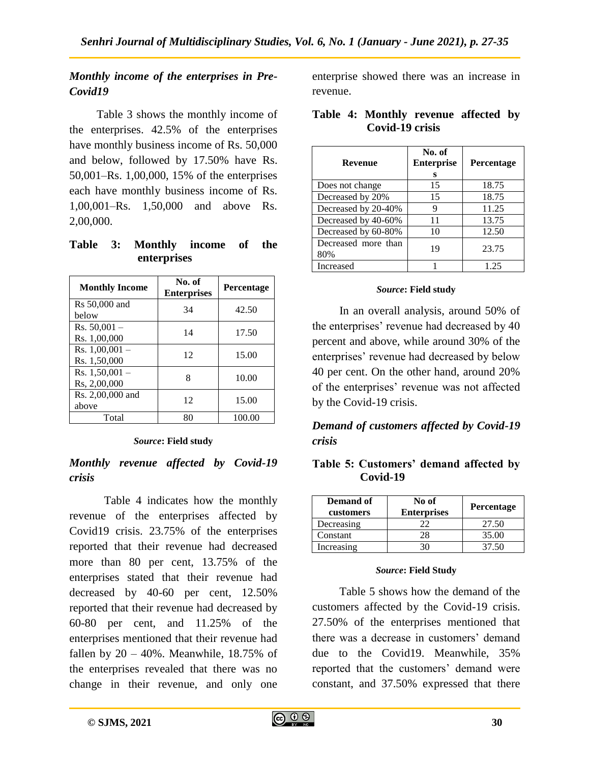### *Monthly income of the enterprises in Pre-Covid19*

Table 3 shows the monthly income of the enterprises. 42.5% of the enterprises have monthly business income of Rs. 50,000 and below, followed by 17.50% have Rs. 50,001–Rs. 1,00,000, 15% of the enterprises each have monthly business income of Rs. 1,00,001–Rs. 1,50,000 and above Rs. 2,00,000.

**Table 3: Monthly income of the enterprises**

| Monthly Income | No. of Enterprises | Percentage |
|---|---|---|
| Rs 50,000 and below | 34 | 42.50 |
| Rs. 50,001 – Rs. 1,00,000 | 14 | 17.50 |
| Rs. 1,00,001 – Rs. 1,50,000 | 12 | 15.00 |
| Rs. 1,50,001 – Rs, 2,00,000 | 8 | 10.00 |
| Rs. 2,00,000 and above | 12 | 15.00 |
| Total | 80 | 100.00 |

***Source*: Field study**

### *Monthly revenue affected by Covid-19 crisis*

Table 4 indicates how the monthly revenue of the enterprises affected by Covid19 crisis. 23.75% of the enterprises reported that their revenue had decreased more than 80 per cent, 13.75% of the enterprises stated that their revenue had decreased by 40-60 per cent, 12.50% reported that their revenue had decreased by 60-80 per cent, and 11.25% of the enterprises mentioned that their revenue had fallen by 20 – 40%. Meanwhile, 18.75% of the enterprises revealed that there was no change in their revenue, and only one enterprise showed there was an increase in revenue.

**Table 4: Monthly revenue affected by Covid-19 crisis**

| Revenue | No. of Enterprises | Percentage |
|---|---|---|
| Does not change | 15 | 18.75 |
| Decreased by 20% | 15 | 18.75 |
| Decreased by 20-40% | 9 | 11.25 |
| Decreased by 40-60% | 11 | 13.75 |
| Decreased by 60-80% | 10 | 12.50 |
| Decreased more than 80% | 19 | 23.75 |
| Increased | 1 | 1.25 |

***Source*: Field study**

In an overall analysis, around 50% of the enterprises' revenue had decreased by 40 percent and above, while around 30% of the enterprises' revenue had decreased by below 40 per cent. On the other hand, around 20% of the enterprises' revenue was not affected by the Covid-19 crisis.

### *Demand of customers affected by Covid-19 crisis*

**Table 5: Customers' demand affected by Covid-19**

| Demand of customers | No of Enterprises | Percentage |
|---|---|---|
| Decreasing | 22 | 27.50 |
| Constant | 28 | 35.00 |
| Increasing | 30 | 37.50 |

***Source*: Field Study**

Table 5 shows how the demand of the customers affected by the Covid-19 crisis. 27.50% of the enterprises mentioned that there was a decrease in customers' demand due to the Covid19. Meanwhile, 35% reported that the customers' demand were constant, and 37.50% expressed that there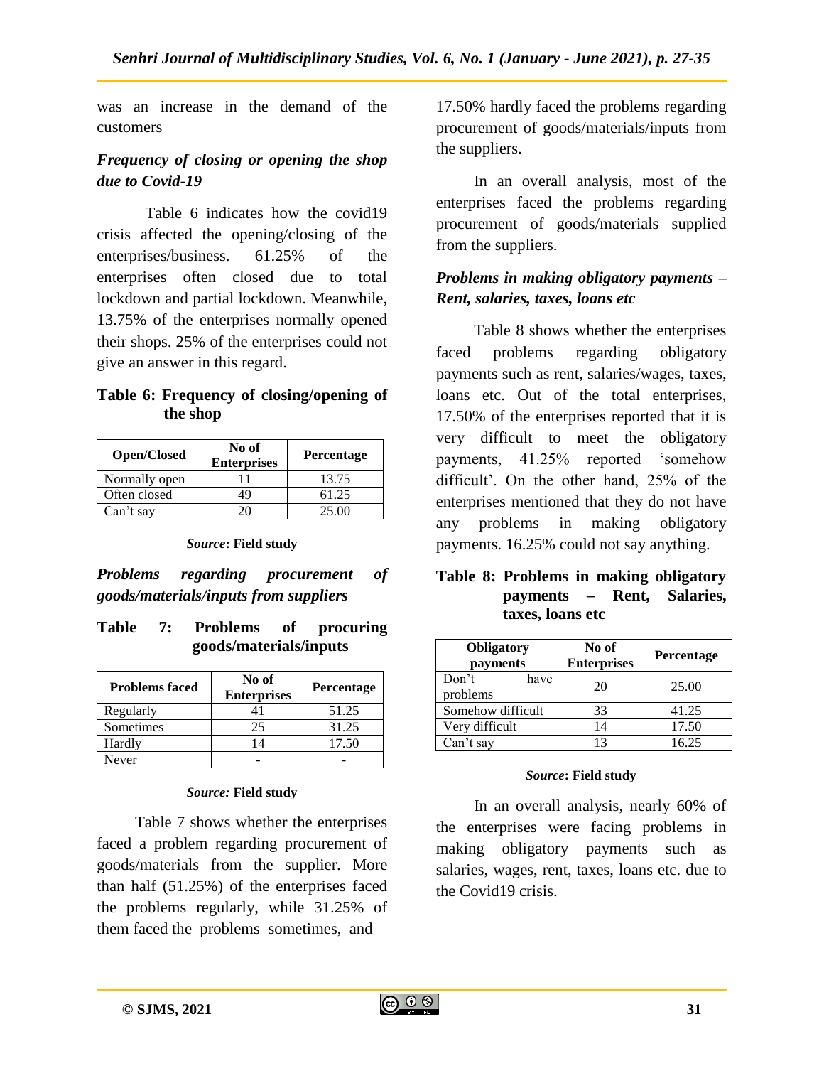was an increase in the demand of the customers

### *Frequency of closing or opening the shop due to Covid-19*

Table 6 indicates how the covid19 crisis affected the opening/closing of the enterprises/business. 61.25% of the enterprises often closed due to total lockdown and partial lockdown. Meanwhile, 13.75% of the enterprises normally opened their shops. 25% of the enterprises could not give an answer in this regard.

**Table 6: Frequency of closing/opening of the shop**

| Open/Closed | No of Enterprises | Percentage |
|---|---|---|
| Normally open | 11 | 13.75 |
| Often closed | 49 | 61.25 |
| Can't say | 20 | 25.00 |

***Source*: Field study**

### *Problems regarding procurement of goods/materials/inputs from suppliers*

**Table 7: Problems of procuring goods/materials/inputs**

| Problems faced | No of Enterprises | Percentage |
|---|---|---|
| Regularly | 41 | 51.25 |
| Sometimes | 25 | 31.25 |
| Hardly | 14 | 17.50 |
| Never | - | - |

***Source:* Field study**

Table 7 shows whether the enterprises faced a problem regarding procurement of goods/materials from the supplier. More than half (51.25%) of the enterprises faced the problems regularly, while 31.25% of them faced the problems sometimes, and 17.50% hardly faced the problems regarding procurement of goods/materials/inputs from the suppliers.

In an overall analysis, most of the enterprises faced the problems regarding procurement of goods/materials supplied from the suppliers.

### *Problems in making obligatory payments – Rent, salaries, taxes, loans etc*

Table 8 shows whether the enterprises faced problems regarding obligatory payments such as rent, salaries/wages, taxes, loans etc. Out of the total enterprises, 17.50% of the enterprises reported that it is very difficult to meet the obligatory payments, 41.25% reported 'somehow difficult'. On the other hand, 25% of the enterprises mentioned that they do not have any problems in making obligatory payments. 16.25% could not say anything.

**Table 8: Problems in making obligatory payments – Rent, Salaries, taxes, loans etc**

| Obligatory payments | No of Enterprises | Percentage |
|---|---|---|
| Don't have problems | 20 | 25.00 |
| Somehow difficult | 33 | 41.25 |
| Very difficult | 14 | 17.50 |
| Can't say | 13 | 16.25 |

***Source*: Field study**

In an overall analysis, nearly 60% of the enterprises were facing problems in making obligatory payments such as salaries, wages, rent, taxes, loans etc. due to the Covid19 crisis.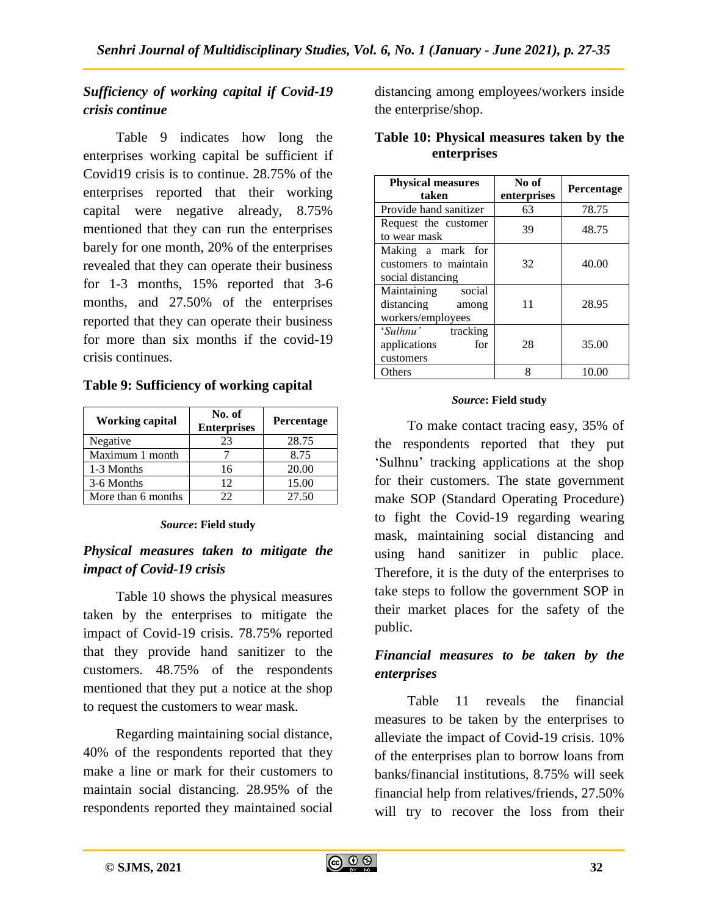### *Sufficiency of working capital if Covid-19 crisis continue*

Table 9 indicates how long the enterprises working capital be sufficient if Covid19 crisis is to continue. 28.75% of the enterprises reported that their working capital were negative already, 8.75% mentioned that they can run the enterprises barely for one month, 20% of the enterprises revealed that they can operate their business for 1-3 months, 15% reported that 3-6 months, and 27.50% of the enterprises reported that they can operate their business for more than six months if the covid-19 crisis continues.

**Table 9: Sufficiency of working capital**

| Working capital | No. of Enterprises | Percentage |
|---|---|---|
| Negative | 23 | 28.75 |
| Maximum 1 month | 7 | 8.75 |
| 1-3 Months | 16 | 20.00 |
| 3-6 Months | 12 | 15.00 |
| More than 6 months | 22 | 27.50 |

***Source*: Field study**

### *Physical measures taken to mitigate the impact of Covid-19 crisis*

Table 10 shows the physical measures taken by the enterprises to mitigate the impact of Covid-19 crisis. 78.75% reported that they provide hand sanitizer to the customers. 48.75% of the respondents mentioned that they put a notice at the shop to request the customers to wear mask.

Regarding maintaining social distance, 40% of the respondents reported that they make a line or mark for their customers to maintain social distancing. 28.95% of the respondents reported they maintained social distancing among employees/workers inside the enterprise/shop.

**Table 10: Physical measures taken by the enterprises**

| Physical measures taken | No of enterprises | Percentage |
|---|---|---|
| Provide hand sanitizer | 63 | 78.75 |
| Request the customer to wear mask | 39 | 48.75 |
| Making a mark for customers to maintain social distancing | 32 | 40.00 |
| Maintaining social distancing among workers/employees | 11 | 28.95 |
| '*Sulhnu*' tracking applications for customers | 28 | 35.00 |
| Others | 8 | 10.00 |

***Source*: Field study**

To make contact tracing easy, 35% of the respondents reported that they put 'Sulhnu' tracking applications at the shop for their customers. The state government make SOP (Standard Operating Procedure) to fight the Covid-19 regarding wearing mask, maintaining social distancing and using hand sanitizer in public place. Therefore, it is the duty of the enterprises to take steps to follow the government SOP in their market places for the safety of the public.

### *Financial measures to be taken by the enterprises*

Table 11 reveals the financial measures to be taken by the enterprises to alleviate the impact of Covid-19 crisis. 10% of the enterprises plan to borrow loans from banks/financial institutions, 8.75% will seek financial help from relatives/friends, 27.50% will try to recover the loss from their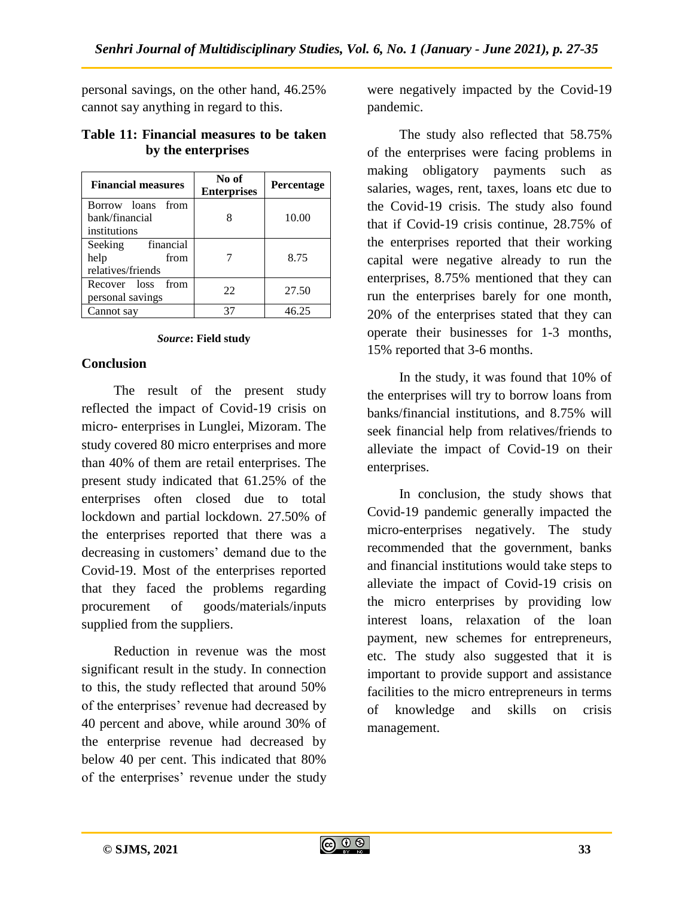personal savings, on the other hand, 46.25% cannot say anything in regard to this.

**Table 11: Financial measures to be taken by the enterprises**

| Financial measures | No of Enterprises | Percentage |
|---|---|---|
| Borrow loans from bank/financial institutions | 8 | 10.00 |
| Seeking financial help from relatives/friends | 7 | 8.75 |
| Recover loss from personal savings | 22 | 27.50 |
| Cannot say | 37 | 46.25 |

***Source*: Field study**

## Conclusion

The result of the present study reflected the impact of Covid-19 crisis on micro- enterprises in Lunglei, Mizoram. The study covered 80 micro enterprises and more than 40% of them are retail enterprises. The present study indicated that 61.25% of the enterprises often closed due to total lockdown and partial lockdown. 27.50% of the enterprises reported that there was a decreasing in customers' demand due to the Covid-19. Most of the enterprises reported that they faced the problems regarding procurement of goods/materials/inputs supplied from the suppliers.

Reduction in revenue was the most significant result in the study. In connection to this, the study reflected that around 50% of the enterprises' revenue had decreased by 40 percent and above, while around 30% of the enterprise revenue had decreased by below 40 per cent. This indicated that 80% of the enterprises' revenue under the study were negatively impacted by the Covid-19 pandemic.

The study also reflected that 58.75% of the enterprises were facing problems in making obligatory payments such as salaries, wages, rent, taxes, loans etc due to the Covid-19 crisis. The study also found that if Covid-19 crisis continue, 28.75% of the enterprises reported that their working capital were negative already to run the enterprises, 8.75% mentioned that they can run the enterprises barely for one month, 20% of the enterprises stated that they can operate their businesses for 1-3 months, 15% reported that 3-6 months.

In the study, it was found that 10% of the enterprises will try to borrow loans from banks/financial institutions, and 8.75% will seek financial help from relatives/friends to alleviate the impact of Covid-19 on their enterprises.

In conclusion, the study shows that Covid-19 pandemic generally impacted the micro-enterprises negatively. The study recommended that the government, banks and financial institutions would take steps to alleviate the impact of Covid-19 crisis on the micro enterprises by providing low interest loans, relaxation of the loan payment, new schemes for entrepreneurs, etc. The study also suggested that it is important to provide support and assistance facilities to the micro entrepreneurs in terms of knowledge and skills on crisis management.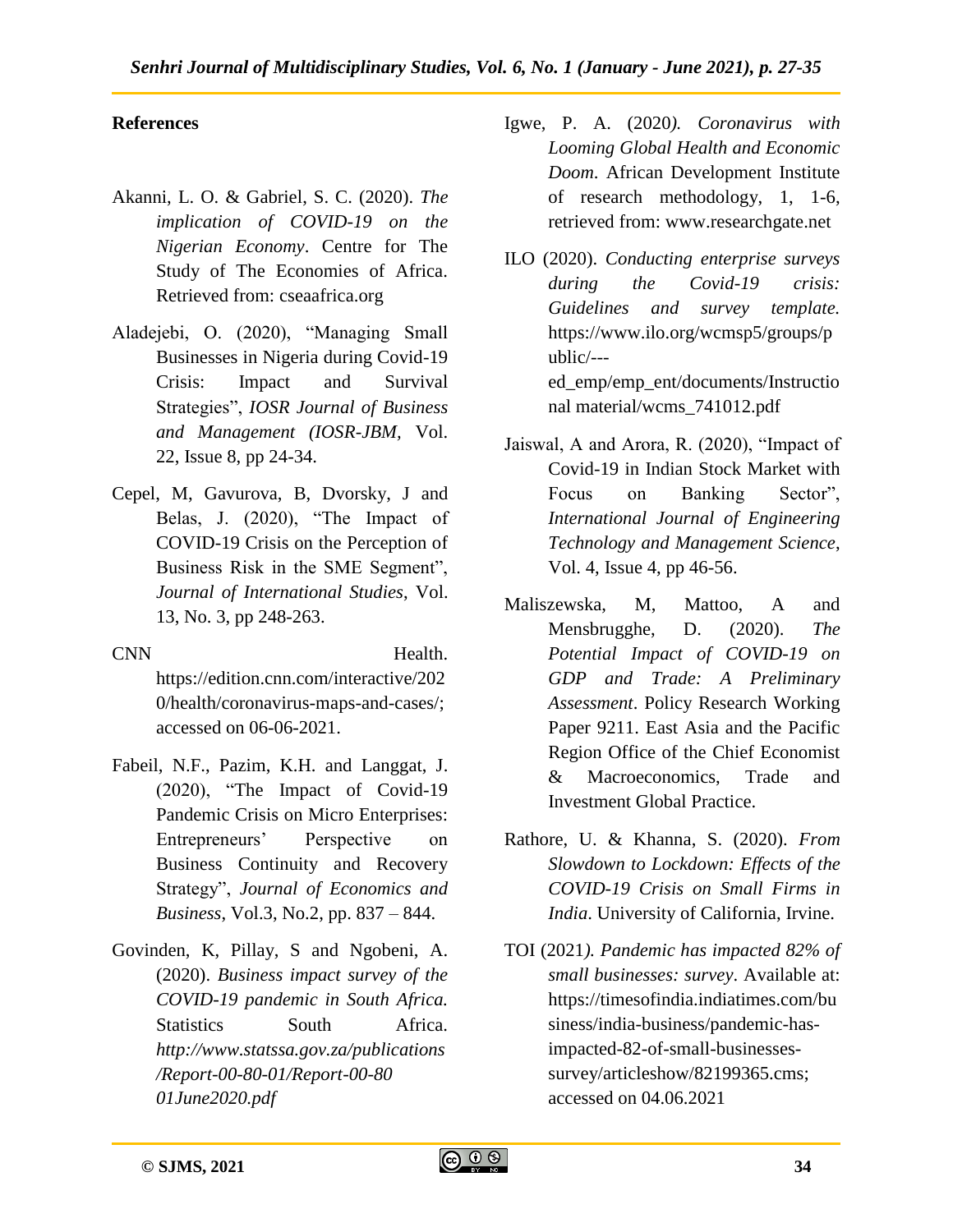## References

Akanni, L. O. & Gabriel, S. C. (2020). *The implication of COVID-19 on the Nigerian Economy*. Centre for The Study of The Economies of Africa. Retrieved from: cseaafrica.org

Aladejebi, O. (2020), "Managing Small Businesses in Nigeria during Covid-19 Crisis: Impact and Survival Strategies", *IOSR Journal of Business and Management (IOSR-JBM,* Vol. 22, Issue 8, pp 24-34.

Cepel, M, Gavurova, B, Dvorsky, J and Belas, J. (2020), "The Impact of COVID-19 Crisis on the Perception of Business Risk in the SME Segment", *Journal of International Studies*, Vol. 13, No. 3, pp 248-263.

CNN Health. https://edition.cnn.com/interactive/2020/health/coronavirus-maps-and-cases/; accessed on 06-06-2021.

Fabeil, N.F., Pazim, K.H. and Langgat, J. (2020), "The Impact of Covid-19 Pandemic Crisis on Micro Enterprises: Entrepreneurs' Perspective on Business Continuity and Recovery Strategy", *Journal of Economics and Business*, Vol.3, No.2, pp. 837 – 844.

Govinden, K, Pillay, S and Ngobeni, A. (2020). *Business impact survey of the COVID-19 pandemic in South Africa.* Statistics South Africa. *http://www.statssa.gov.za/publications/Report-00-80-01/Report-00-80 01June2020.pdf*

Igwe, P. A. (2020*). Coronavirus with Looming Global Health and Economic Doom*. African Development Institute of research methodology, 1, 1-6, retrieved from: www.researchgate.net

ILO (2020). *Conducting enterprise surveys during the Covid-19 crisis: Guidelines and survey template.* https://www.ilo.org/wcmsp5/groups/public/---ed_emp/emp_ent/documents/Instructional material/wcms_741012.pdf

Jaiswal, A and Arora, R. (2020), "Impact of Covid-19 in Indian Stock Market with Focus on Banking Sector", *International Journal of Engineering Technology and Management Science*, Vol. 4, Issue 4, pp 46-56.

Maliszewska, M, Mattoo, A and Mensbrugghe, D. (2020). *The Potential Impact of COVID-19 on GDP and Trade: A Preliminary Assessment*. Policy Research Working Paper 9211. East Asia and the Pacific Region Office of the Chief Economist & Macroeconomics, Trade and Investment Global Practice.

Rathore, U. & Khanna, S. (2020). *From Slowdown to Lockdown: Effects of the COVID-19 Crisis on Small Firms in India*. University of California, Irvine.

TOI (2021*). Pandemic has impacted 82% of small businesses: survey*. Available at: https://timesofindia.indiatimes.com/business/india-business/pandemic-has-impacted-82-of-small-businesses-survey/articleshow/82199365.cms; accessed on 04.06.2021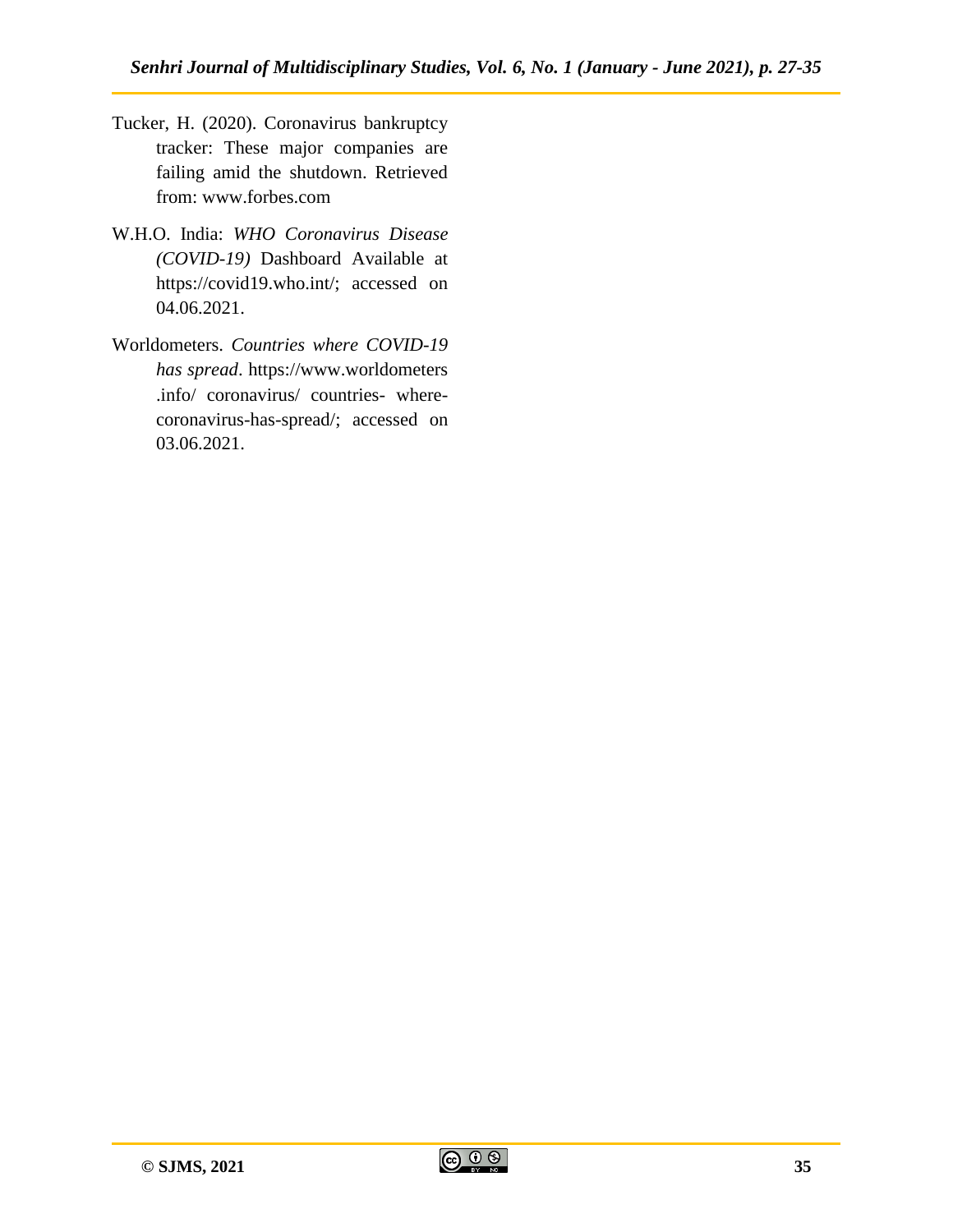Tucker, H. (2020). Coronavirus bankruptcy tracker: These major companies are failing amid the shutdown. Retrieved from: www.forbes.com

W.H.O. India: *WHO Coronavirus Disease (COVID-19)* Dashboard Available at https://covid19.who.int/; accessed on 04.06.2021.

Worldometers. *Countries where COVID-19 has spread*. https://www.worldometers .info/ coronavirus/ countries- where-coronavirus-has-spread/; accessed on 03.06.2021.